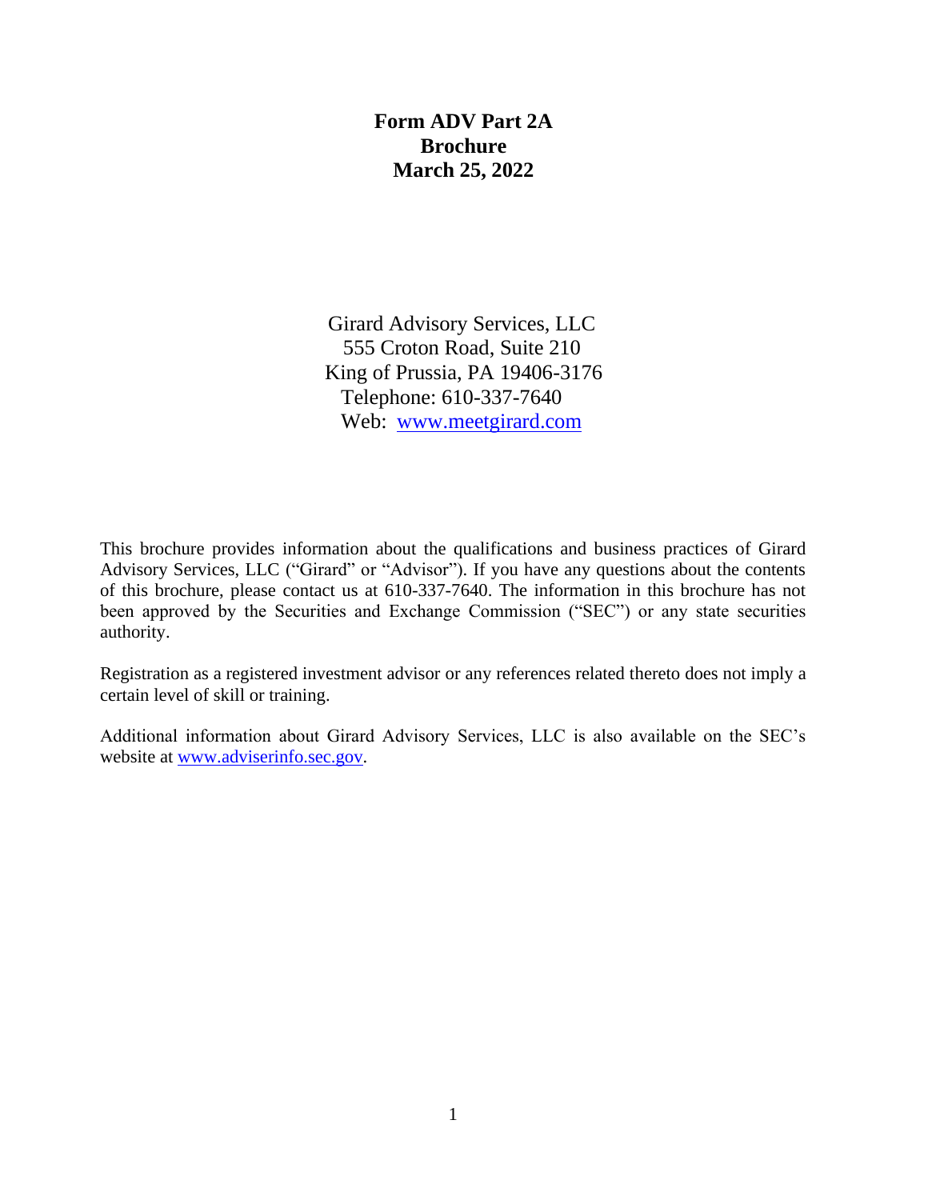# Form ADV Part 2A
# Brochure
# March 25, 2022

Girard Advisory Services, LLC
555 Croton Road, Suite 210
King of Prussia, PA 19406-3176
Telephone: 610-337-7640
Web: [www.meetgirard.com](http://www.meetgirard.com)

This brochure provides information about the qualifications and business practices of Girard Advisory Services, LLC ("Girard" or "Advisor"). If you have any questions about the contents of this brochure, please contact us at 610-337-7640. The information in this brochure has not been approved by the Securities and Exchange Commission ("SEC") or any state securities authority.

Registration as a registered investment advisor or any references related thereto does not imply a certain level of skill or training.

Additional information about Girard Advisory Services, LLC is also available on the SEC's website at [www.adviserinfo.sec.gov](http://www.adviserinfo.sec.gov).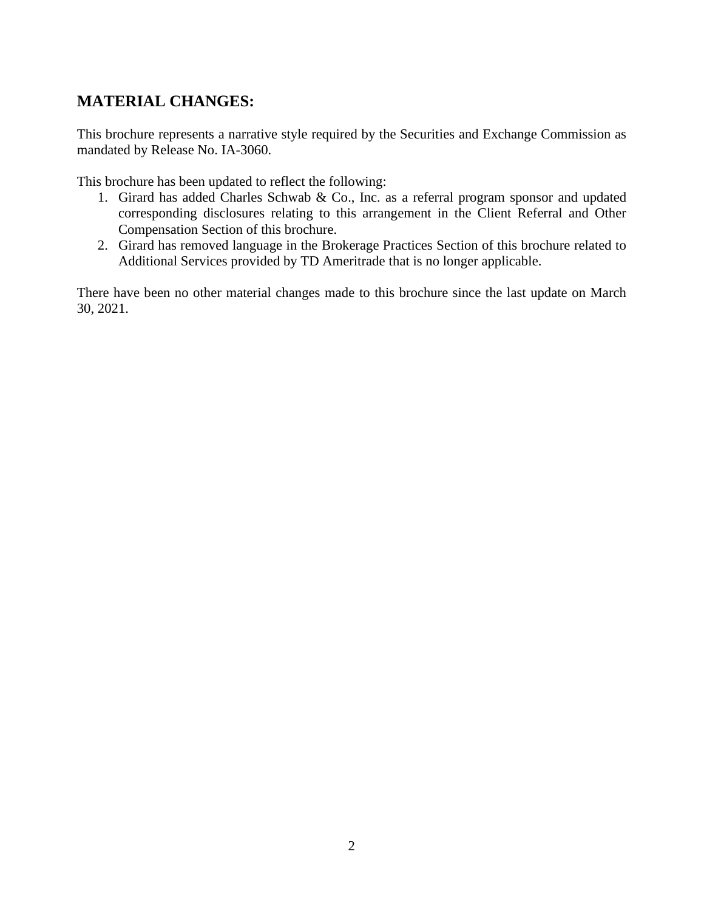## MATERIAL CHANGES:

This brochure represents a narrative style required by the Securities and Exchange Commission as mandated by Release No. IA-3060.

This brochure has been updated to reflect the following:

1. Girard has added Charles Schwab & Co., Inc. as a referral program sponsor and updated corresponding disclosures relating to this arrangement in the Client Referral and Other Compensation Section of this brochure.
2. Girard has removed language in the Brokerage Practices Section of this brochure related to Additional Services provided by TD Ameritrade that is no longer applicable.

There have been no other material changes made to this brochure since the last update on March 30, 2021.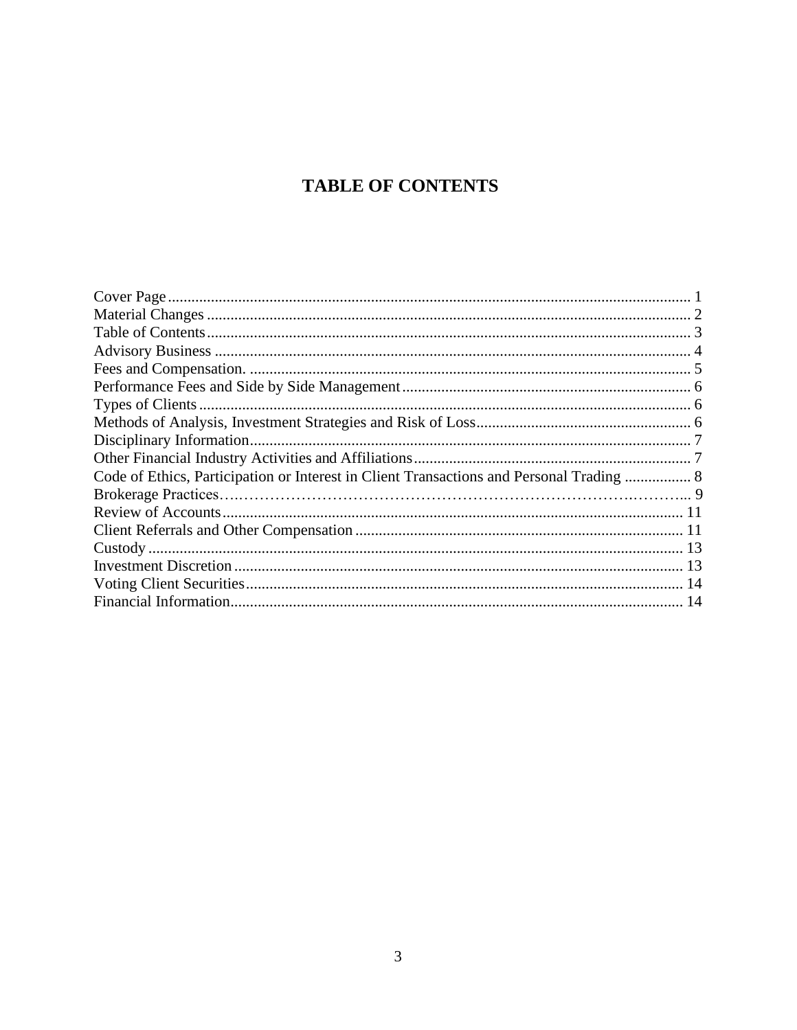# TABLE OF CONTENTS

| Section | Page |
|---|---|
| Cover Page | 1 |
| Material Changes | 2 |
| Table of Contents | 3 |
| Advisory Business | 4 |
| Fees and Compensation. | 5 |
| Performance Fees and Side by Side Management | 6 |
| Types of Clients | 6 |
| Methods of Analysis, Investment Strategies and Risk of Loss | 6 |
| Disciplinary Information | 7 |
| Other Financial Industry Activities and Affiliations | 7 |
| Code of Ethics, Participation or Interest in Client Transactions and Personal Trading | 8 |
| Brokerage Practices | 9 |
| Review of Accounts | 11 |
| Client Referrals and Other Compensation | 11 |
| Custody | 13 |
| Investment Discretion | 13 |
| Voting Client Securities | 14 |
| Financial Information | 14 |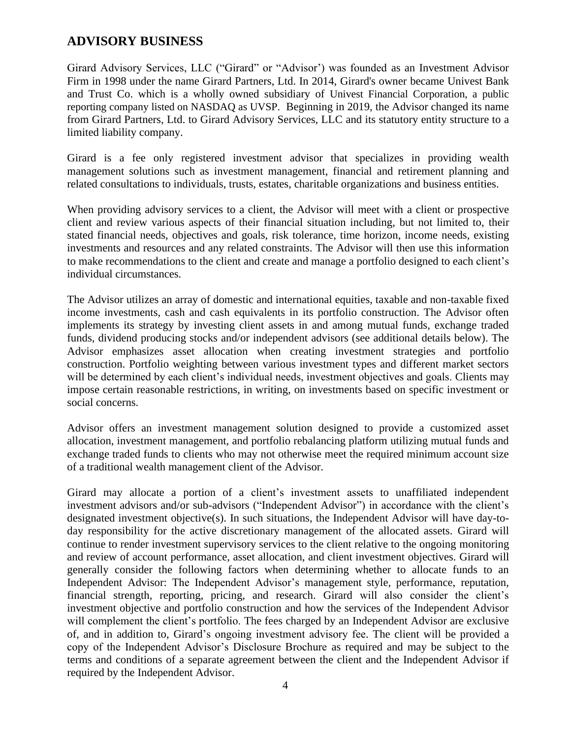## ADVISORY BUSINESS

Girard Advisory Services, LLC ("Girard" or "Advisor') was founded as an Investment Advisor Firm in 1998 under the name Girard Partners, Ltd. In 2014, Girard's owner became Univest Bank and Trust Co. which is a wholly owned subsidiary of Univest Financial Corporation, a public reporting company listed on NASDAQ as UVSP. Beginning in 2019, the Advisor changed its name from Girard Partners, Ltd. to Girard Advisory Services, LLC and its statutory entity structure to a limited liability company.

Girard is a fee only registered investment advisor that specializes in providing wealth management solutions such as investment management, financial and retirement planning and related consultations to individuals, trusts, estates, charitable organizations and business entities.

When providing advisory services to a client, the Advisor will meet with a client or prospective client and review various aspects of their financial situation including, but not limited to, their stated financial needs, objectives and goals, risk tolerance, time horizon, income needs, existing investments and resources and any related constraints. The Advisor will then use this information to make recommendations to the client and create and manage a portfolio designed to each client's individual circumstances.

The Advisor utilizes an array of domestic and international equities, taxable and non-taxable fixed income investments, cash and cash equivalents in its portfolio construction. The Advisor often implements its strategy by investing client assets in and among mutual funds, exchange traded funds, dividend producing stocks and/or independent advisors (see additional details below). The Advisor emphasizes asset allocation when creating investment strategies and portfolio construction. Portfolio weighting between various investment types and different market sectors will be determined by each client's individual needs, investment objectives and goals. Clients may impose certain reasonable restrictions, in writing, on investments based on specific investment or social concerns.

Advisor offers an investment management solution designed to provide a customized asset allocation, investment management, and portfolio rebalancing platform utilizing mutual funds and exchange traded funds to clients who may not otherwise meet the required minimum account size of a traditional wealth management client of the Advisor.

Girard may allocate a portion of a client's investment assets to unaffiliated independent investment advisors and/or sub-advisors ("Independent Advisor") in accordance with the client's designated investment objective(s). In such situations, the Independent Advisor will have day-to-day responsibility for the active discretionary management of the allocated assets. Girard will continue to render investment supervisory services to the client relative to the ongoing monitoring and review of account performance, asset allocation, and client investment objectives. Girard will generally consider the following factors when determining whether to allocate funds to an Independent Advisor: The Independent Advisor's management style, performance, reputation, financial strength, reporting, pricing, and research. Girard will also consider the client's investment objective and portfolio construction and how the services of the Independent Advisor will complement the client's portfolio. The fees charged by an Independent Advisor are exclusive of, and in addition to, Girard's ongoing investment advisory fee. The client will be provided a copy of the Independent Advisor's Disclosure Brochure as required and may be subject to the terms and conditions of a separate agreement between the client and the Independent Advisor if required by the Independent Advisor.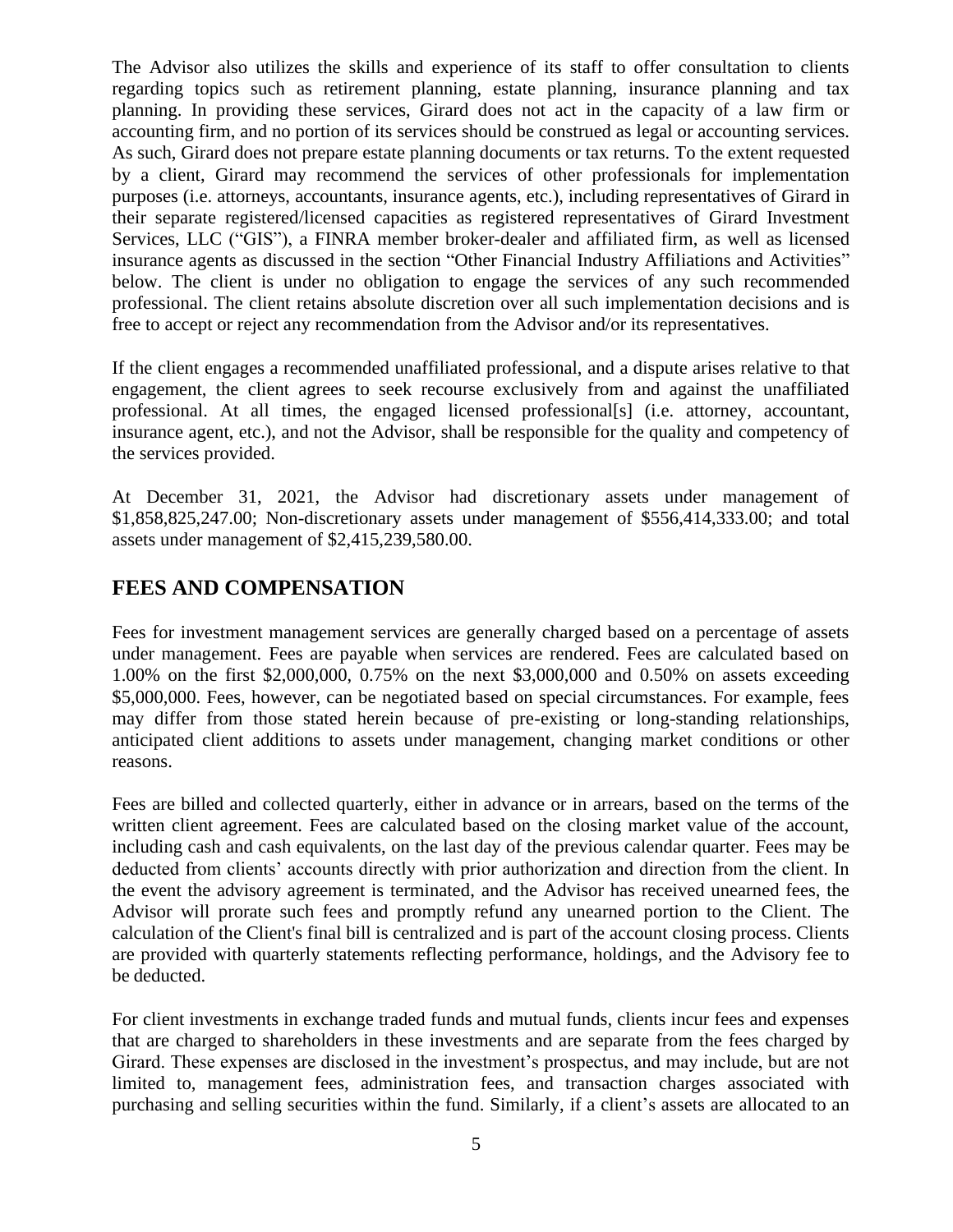The Advisor also utilizes the skills and experience of its staff to offer consultation to clients regarding topics such as retirement planning, estate planning, insurance planning and tax planning. In providing these services, Girard does not act in the capacity of a law firm or accounting firm, and no portion of its services should be construed as legal or accounting services. As such, Girard does not prepare estate planning documents or tax returns. To the extent requested by a client, Girard may recommend the services of other professionals for implementation purposes (i.e. attorneys, accountants, insurance agents, etc.), including representatives of Girard in their separate registered/licensed capacities as registered representatives of Girard Investment Services, LLC ("GIS"), a FINRA member broker-dealer and affiliated firm, as well as licensed insurance agents as discussed in the section "Other Financial Industry Affiliations and Activities" below. The client is under no obligation to engage the services of any such recommended professional. The client retains absolute discretion over all such implementation decisions and is free to accept or reject any recommendation from the Advisor and/or its representatives.

If the client engages a recommended unaffiliated professional, and a dispute arises relative to that engagement, the client agrees to seek recourse exclusively from and against the unaffiliated professional. At all times, the engaged licensed professional[s] (i.e. attorney, accountant, insurance agent, etc.), and not the Advisor, shall be responsible for the quality and competency of the services provided.

At December 31, 2021, the Advisor had discretionary assets under management of $1,858,825,247.00; Non-discretionary assets under management of $556,414,333.00; and total assets under management of $2,415,239,580.00.

## FEES AND COMPENSATION

Fees for investment management services are generally charged based on a percentage of assets under management. Fees are payable when services are rendered. Fees are calculated based on 1.00% on the first $2,000,000, 0.75% on the next $3,000,000 and 0.50% on assets exceeding $5,000,000. Fees, however, can be negotiated based on special circumstances. For example, fees may differ from those stated herein because of pre-existing or long-standing relationships, anticipated client additions to assets under management, changing market conditions or other reasons.

Fees are billed and collected quarterly, either in advance or in arrears, based on the terms of the written client agreement. Fees are calculated based on the closing market value of the account, including cash and cash equivalents, on the last day of the previous calendar quarter. Fees may be deducted from clients' accounts directly with prior authorization and direction from the client. In the event the advisory agreement is terminated, and the Advisor has received unearned fees, the Advisor will prorate such fees and promptly refund any unearned portion to the Client. The calculation of the Client's final bill is centralized and is part of the account closing process. Clients are provided with quarterly statements reflecting performance, holdings, and the Advisory fee to be deducted.

For client investments in exchange traded funds and mutual funds, clients incur fees and expenses that are charged to shareholders in these investments and are separate from the fees charged by Girard. These expenses are disclosed in the investment's prospectus, and may include, but are not limited to, management fees, administration fees, and transaction charges associated with purchasing and selling securities within the fund. Similarly, if a client's assets are allocated to an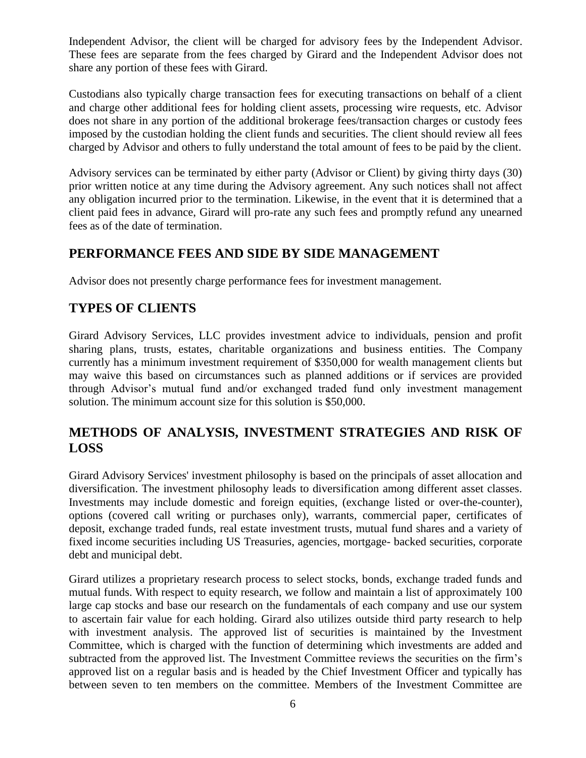Independent Advisor, the client will be charged for advisory fees by the Independent Advisor. These fees are separate from the fees charged by Girard and the Independent Advisor does not share any portion of these fees with Girard.

Custodians also typically charge transaction fees for executing transactions on behalf of a client and charge other additional fees for holding client assets, processing wire requests, etc. Advisor does not share in any portion of the additional brokerage fees/transaction charges or custody fees imposed by the custodian holding the client funds and securities. The client should review all fees charged by Advisor and others to fully understand the total amount of fees to be paid by the client.

Advisory services can be terminated by either party (Advisor or Client) by giving thirty days (30) prior written notice at any time during the Advisory agreement. Any such notices shall not affect any obligation incurred prior to the termination. Likewise, in the event that it is determined that a client paid fees in advance, Girard will pro-rate any such fees and promptly refund any unearned fees as of the date of termination.

## PERFORMANCE FEES AND SIDE BY SIDE MANAGEMENT

Advisor does not presently charge performance fees for investment management.

## TYPES OF CLIENTS

Girard Advisory Services, LLC provides investment advice to individuals, pension and profit sharing plans, trusts, estates, charitable organizations and business entities. The Company currently has a minimum investment requirement of $350,000 for wealth management clients but may waive this based on circumstances such as planned additions or if services are provided through Advisor's mutual fund and/or exchanged traded fund only investment management solution. The minimum account size for this solution is $50,000.

## METHODS OF ANALYSIS, INVESTMENT STRATEGIES AND RISK OF LOSS

Girard Advisory Services' investment philosophy is based on the principals of asset allocation and diversification. The investment philosophy leads to diversification among different asset classes. Investments may include domestic and foreign equities, (exchange listed or over-the-counter), options (covered call writing or purchases only), warrants, commercial paper, certificates of deposit, exchange traded funds, real estate investment trusts, mutual fund shares and a variety of fixed income securities including US Treasuries, agencies, mortgage- backed securities, corporate debt and municipal debt.

Girard utilizes a proprietary research process to select stocks, bonds, exchange traded funds and mutual funds. With respect to equity research, we follow and maintain a list of approximately 100 large cap stocks and base our research on the fundamentals of each company and use our system to ascertain fair value for each holding. Girard also utilizes outside third party research to help with investment analysis. The approved list of securities is maintained by the Investment Committee, which is charged with the function of determining which investments are added and subtracted from the approved list. The Investment Committee reviews the securities on the firm's approved list on a regular basis and is headed by the Chief Investment Officer and typically has between seven to ten members on the committee. Members of the Investment Committee are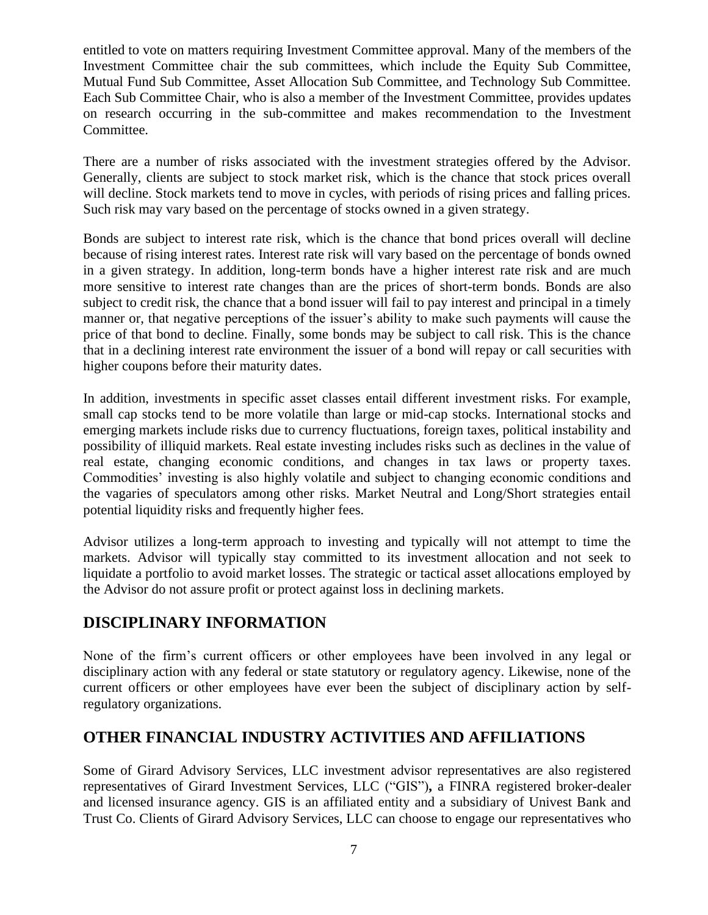entitled to vote on matters requiring Investment Committee approval. Many of the members of the Investment Committee chair the sub committees, which include the Equity Sub Committee, Mutual Fund Sub Committee, Asset Allocation Sub Committee, and Technology Sub Committee. Each Sub Committee Chair, who is also a member of the Investment Committee, provides updates on research occurring in the sub-committee and makes recommendation to the Investment Committee.

There are a number of risks associated with the investment strategies offered by the Advisor. Generally, clients are subject to stock market risk, which is the chance that stock prices overall will decline. Stock markets tend to move in cycles, with periods of rising prices and falling prices. Such risk may vary based on the percentage of stocks owned in a given strategy.

Bonds are subject to interest rate risk, which is the chance that bond prices overall will decline because of rising interest rates. Interest rate risk will vary based on the percentage of bonds owned in a given strategy. In addition, long-term bonds have a higher interest rate risk and are much more sensitive to interest rate changes than are the prices of short-term bonds. Bonds are also subject to credit risk, the chance that a bond issuer will fail to pay interest and principal in a timely manner or, that negative perceptions of the issuer's ability to make such payments will cause the price of that bond to decline. Finally, some bonds may be subject to call risk. This is the chance that in a declining interest rate environment the issuer of a bond will repay or call securities with higher coupons before their maturity dates.

In addition, investments in specific asset classes entail different investment risks. For example, small cap stocks tend to be more volatile than large or mid-cap stocks. International stocks and emerging markets include risks due to currency fluctuations, foreign taxes, political instability and possibility of illiquid markets. Real estate investing includes risks such as declines in the value of real estate, changing economic conditions, and changes in tax laws or property taxes. Commodities' investing is also highly volatile and subject to changing economic conditions and the vagaries of speculators among other risks. Market Neutral and Long/Short strategies entail potential liquidity risks and frequently higher fees.

Advisor utilizes a long-term approach to investing and typically will not attempt to time the markets. Advisor will typically stay committed to its investment allocation and not seek to liquidate a portfolio to avoid market losses. The strategic or tactical asset allocations employed by the Advisor do not assure profit or protect against loss in declining markets.

## DISCIPLINARY INFORMATION

None of the firm's current officers or other employees have been involved in any legal or disciplinary action with any federal or state statutory or regulatory agency. Likewise, none of the current officers or other employees have ever been the subject of disciplinary action by self-regulatory organizations.

## OTHER FINANCIAL INDUSTRY ACTIVITIES AND AFFILIATIONS

Some of Girard Advisory Services, LLC investment advisor representatives are also registered representatives of Girard Investment Services, LLC ("GIS"), a FINRA registered broker-dealer and licensed insurance agency. GIS is an affiliated entity and a subsidiary of Univest Bank and Trust Co. Clients of Girard Advisory Services, LLC can choose to engage our representatives who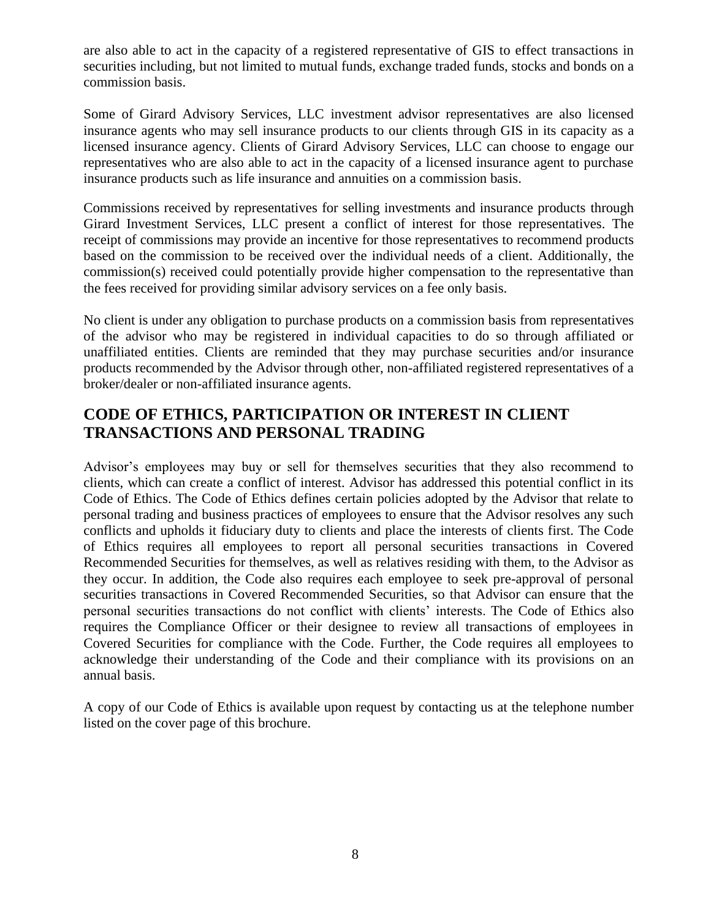are also able to act in the capacity of a registered representative of GIS to effect transactions in securities including, but not limited to mutual funds, exchange traded funds, stocks and bonds on a commission basis.

Some of Girard Advisory Services, LLC investment advisor representatives are also licensed insurance agents who may sell insurance products to our clients through GIS in its capacity as a licensed insurance agency. Clients of Girard Advisory Services, LLC can choose to engage our representatives who are also able to act in the capacity of a licensed insurance agent to purchase insurance products such as life insurance and annuities on a commission basis.

Commissions received by representatives for selling investments and insurance products through Girard Investment Services, LLC present a conflict of interest for those representatives. The receipt of commissions may provide an incentive for those representatives to recommend products based on the commission to be received over the individual needs of a client. Additionally, the commission(s) received could potentially provide higher compensation to the representative than the fees received for providing similar advisory services on a fee only basis.

No client is under any obligation to purchase products on a commission basis from representatives of the advisor who may be registered in individual capacities to do so through affiliated or unaffiliated entities. Clients are reminded that they may purchase securities and/or insurance products recommended by the Advisor through other, non-affiliated registered representatives of a broker/dealer or non-affiliated insurance agents.

## CODE OF ETHICS, PARTICIPATION OR INTEREST IN CLIENT TRANSACTIONS AND PERSONAL TRADING

Advisor's employees may buy or sell for themselves securities that they also recommend to clients, which can create a conflict of interest. Advisor has addressed this potential conflict in its Code of Ethics. The Code of Ethics defines certain policies adopted by the Advisor that relate to personal trading and business practices of employees to ensure that the Advisor resolves any such conflicts and upholds it fiduciary duty to clients and place the interests of clients first. The Code of Ethics requires all employees to report all personal securities transactions in Covered Recommended Securities for themselves, as well as relatives residing with them, to the Advisor as they occur. In addition, the Code also requires each employee to seek pre-approval of personal securities transactions in Covered Recommended Securities, so that Advisor can ensure that the personal securities transactions do not conflict with clients' interests. The Code of Ethics also requires the Compliance Officer or their designee to review all transactions of employees in Covered Securities for compliance with the Code. Further, the Code requires all employees to acknowledge their understanding of the Code and their compliance with its provisions on an annual basis.

A copy of our Code of Ethics is available upon request by contacting us at the telephone number listed on the cover page of this brochure.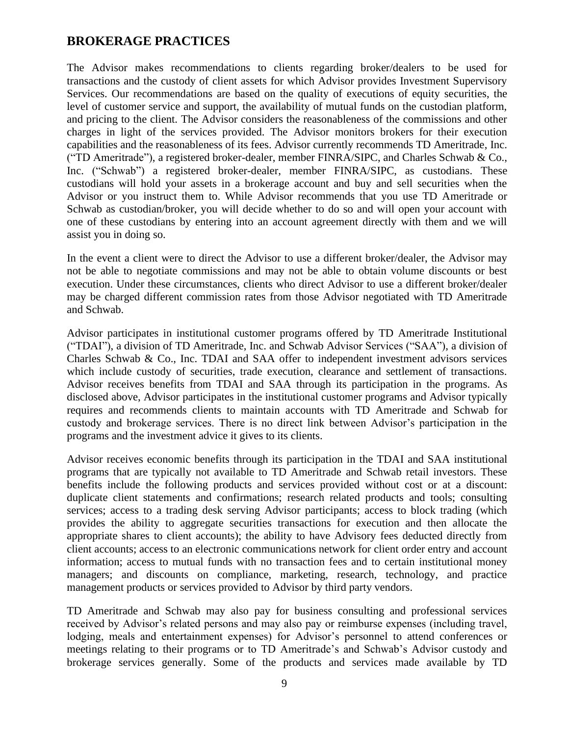## BROKERAGE PRACTICES

The Advisor makes recommendations to clients regarding broker/dealers to be used for transactions and the custody of client assets for which Advisor provides Investment Supervisory Services. Our recommendations are based on the quality of executions of equity securities, the level of customer service and support, the availability of mutual funds on the custodian platform, and pricing to the client. The Advisor considers the reasonableness of the commissions and other charges in light of the services provided. The Advisor monitors brokers for their execution capabilities and the reasonableness of its fees. Advisor currently recommends TD Ameritrade, Inc. ("TD Ameritrade"), a registered broker-dealer, member FINRA/SIPC, and Charles Schwab & Co., Inc. ("Schwab") a registered broker-dealer, member FINRA/SIPC, as custodians. These custodians will hold your assets in a brokerage account and buy and sell securities when the Advisor or you instruct them to. While Advisor recommends that you use TD Ameritrade or Schwab as custodian/broker, you will decide whether to do so and will open your account with one of these custodians by entering into an account agreement directly with them and we will assist you in doing so.

In the event a client were to direct the Advisor to use a different broker/dealer, the Advisor may not be able to negotiate commissions and may not be able to obtain volume discounts or best execution. Under these circumstances, clients who direct Advisor to use a different broker/dealer may be charged different commission rates from those Advisor negotiated with TD Ameritrade and Schwab.

Advisor participates in institutional customer programs offered by TD Ameritrade Institutional ("TDAI"), a division of TD Ameritrade, Inc. and Schwab Advisor Services ("SAA"), a division of Charles Schwab & Co., Inc. TDAI and SAA offer to independent investment advisors services which include custody of securities, trade execution, clearance and settlement of transactions. Advisor receives benefits from TDAI and SAA through its participation in the programs. As disclosed above, Advisor participates in the institutional customer programs and Advisor typically requires and recommends clients to maintain accounts with TD Ameritrade and Schwab for custody and brokerage services. There is no direct link between Advisor's participation in the programs and the investment advice it gives to its clients.

Advisor receives economic benefits through its participation in the TDAI and SAA institutional programs that are typically not available to TD Ameritrade and Schwab retail investors. These benefits include the following products and services provided without cost or at a discount: duplicate client statements and confirmations; research related products and tools; consulting services; access to a trading desk serving Advisor participants; access to block trading (which provides the ability to aggregate securities transactions for execution and then allocate the appropriate shares to client accounts); the ability to have Advisory fees deducted directly from client accounts; access to an electronic communications network for client order entry and account information; access to mutual funds with no transaction fees and to certain institutional money managers; and discounts on compliance, marketing, research, technology, and practice management products or services provided to Advisor by third party vendors.

TD Ameritrade and Schwab may also pay for business consulting and professional services received by Advisor's related persons and may also pay or reimburse expenses (including travel, lodging, meals and entertainment expenses) for Advisor's personnel to attend conferences or meetings relating to their programs or to TD Ameritrade's and Schwab's Advisor custody and brokerage services generally. Some of the products and services made available by TD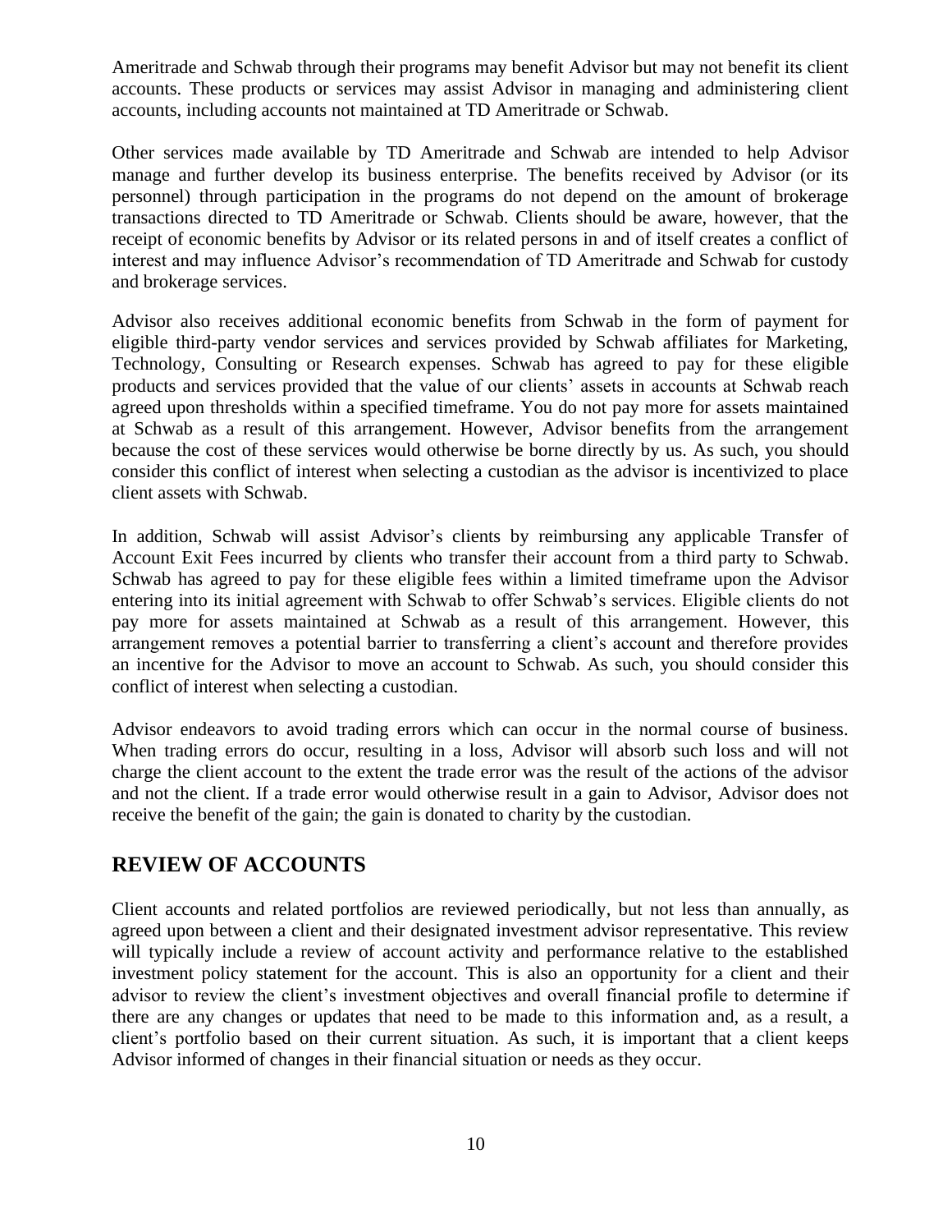Ameritrade and Schwab through their programs may benefit Advisor but may not benefit its client accounts. These products or services may assist Advisor in managing and administering client accounts, including accounts not maintained at TD Ameritrade or Schwab.

Other services made available by TD Ameritrade and Schwab are intended to help Advisor manage and further develop its business enterprise. The benefits received by Advisor (or its personnel) through participation in the programs do not depend on the amount of brokerage transactions directed to TD Ameritrade or Schwab. Clients should be aware, however, that the receipt of economic benefits by Advisor or its related persons in and of itself creates a conflict of interest and may influence Advisor's recommendation of TD Ameritrade and Schwab for custody and brokerage services.

Advisor also receives additional economic benefits from Schwab in the form of payment for eligible third-party vendor services and services provided by Schwab affiliates for Marketing, Technology, Consulting or Research expenses. Schwab has agreed to pay for these eligible products and services provided that the value of our clients' assets in accounts at Schwab reach agreed upon thresholds within a specified timeframe. You do not pay more for assets maintained at Schwab as a result of this arrangement. However, Advisor benefits from the arrangement because the cost of these services would otherwise be borne directly by us. As such, you should consider this conflict of interest when selecting a custodian as the advisor is incentivized to place client assets with Schwab.

In addition, Schwab will assist Advisor's clients by reimbursing any applicable Transfer of Account Exit Fees incurred by clients who transfer their account from a third party to Schwab. Schwab has agreed to pay for these eligible fees within a limited timeframe upon the Advisor entering into its initial agreement with Schwab to offer Schwab's services. Eligible clients do not pay more for assets maintained at Schwab as a result of this arrangement. However, this arrangement removes a potential barrier to transferring a client's account and therefore provides an incentive for the Advisor to move an account to Schwab. As such, you should consider this conflict of interest when selecting a custodian.

Advisor endeavors to avoid trading errors which can occur in the normal course of business. When trading errors do occur, resulting in a loss, Advisor will absorb such loss and will not charge the client account to the extent the trade error was the result of the actions of the advisor and not the client. If a trade error would otherwise result in a gain to Advisor, Advisor does not receive the benefit of the gain; the gain is donated to charity by the custodian.

## REVIEW OF ACCOUNTS

Client accounts and related portfolios are reviewed periodically, but not less than annually, as agreed upon between a client and their designated investment advisor representative. This review will typically include a review of account activity and performance relative to the established investment policy statement for the account. This is also an opportunity for a client and their advisor to review the client's investment objectives and overall financial profile to determine if there are any changes or updates that need to be made to this information and, as a result, a client's portfolio based on their current situation. As such, it is important that a client keeps Advisor informed of changes in their financial situation or needs as they occur.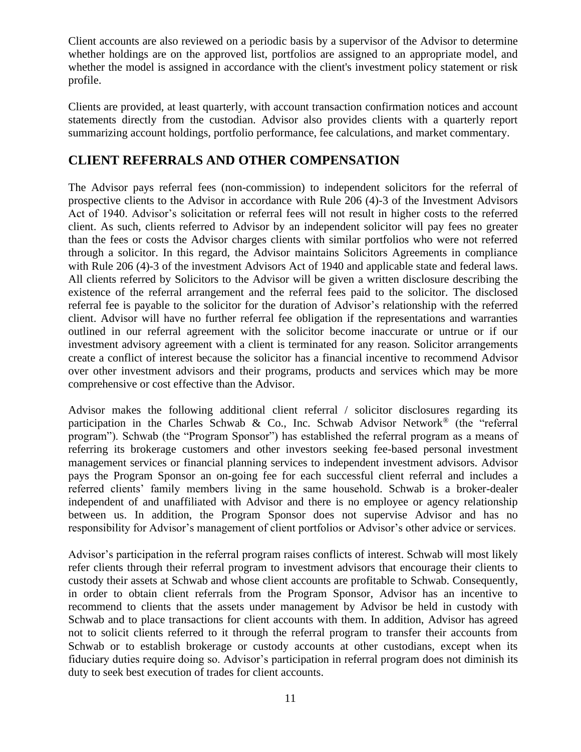Client accounts are also reviewed on a periodic basis by a supervisor of the Advisor to determine whether holdings are on the approved list, portfolios are assigned to an appropriate model, and whether the model is assigned in accordance with the client's investment policy statement or risk profile.

Clients are provided, at least quarterly, with account transaction confirmation notices and account statements directly from the custodian. Advisor also provides clients with a quarterly report summarizing account holdings, portfolio performance, fee calculations, and market commentary.

## CLIENT REFERRALS AND OTHER COMPENSATION

The Advisor pays referral fees (non-commission) to independent solicitors for the referral of prospective clients to the Advisor in accordance with Rule 206 (4)-3 of the Investment Advisors Act of 1940. Advisor's solicitation or referral fees will not result in higher costs to the referred client. As such, clients referred to Advisor by an independent solicitor will pay fees no greater than the fees or costs the Advisor charges clients with similar portfolios who were not referred through a solicitor. In this regard, the Advisor maintains Solicitors Agreements in compliance with Rule 206 (4)-3 of the investment Advisors Act of 1940 and applicable state and federal laws. All clients referred by Solicitors to the Advisor will be given a written disclosure describing the existence of the referral arrangement and the referral fees paid to the solicitor. The disclosed referral fee is payable to the solicitor for the duration of Advisor's relationship with the referred client. Advisor will have no further referral fee obligation if the representations and warranties outlined in our referral agreement with the solicitor become inaccurate or untrue or if our investment advisory agreement with a client is terminated for any reason. Solicitor arrangements create a conflict of interest because the solicitor has a financial incentive to recommend Advisor over other investment advisors and their programs, products and services which may be more comprehensive or cost effective than the Advisor.

Advisor makes the following additional client referral / solicitor disclosures regarding its participation in the Charles Schwab & Co., Inc. Schwab Advisor Network® (the "referral program"). Schwab (the "Program Sponsor") has established the referral program as a means of referring its brokerage customers and other investors seeking fee-based personal investment management services or financial planning services to independent investment advisors. Advisor pays the Program Sponsor an on-going fee for each successful client referral and includes a referred clients' family members living in the same household. Schwab is a broker-dealer independent of and unaffiliated with Advisor and there is no employee or agency relationship between us. In addition, the Program Sponsor does not supervise Advisor and has no responsibility for Advisor's management of client portfolios or Advisor's other advice or services.

Advisor's participation in the referral program raises conflicts of interest. Schwab will most likely refer clients through their referral program to investment advisors that encourage their clients to custody their assets at Schwab and whose client accounts are profitable to Schwab. Consequently, in order to obtain client referrals from the Program Sponsor, Advisor has an incentive to recommend to clients that the assets under management by Advisor be held in custody with Schwab and to place transactions for client accounts with them. In addition, Advisor has agreed not to solicit clients referred to it through the referral program to transfer their accounts from Schwab or to establish brokerage or custody accounts at other custodians, except when its fiduciary duties require doing so. Advisor's participation in referral program does not diminish its duty to seek best execution of trades for client accounts.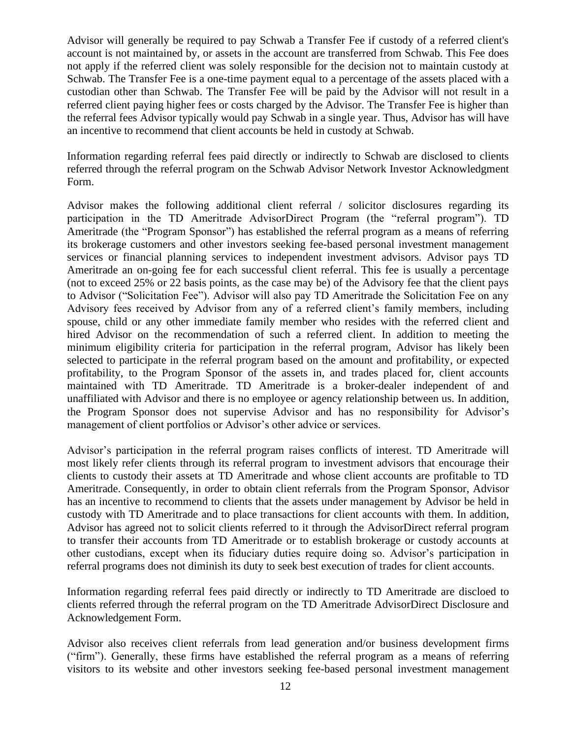Advisor will generally be required to pay Schwab a Transfer Fee if custody of a referred client's account is not maintained by, or assets in the account are transferred from Schwab. This Fee does not apply if the referred client was solely responsible for the decision not to maintain custody at Schwab. The Transfer Fee is a one-time payment equal to a percentage of the assets placed with a custodian other than Schwab. The Transfer Fee will be paid by the Advisor will not result in a referred client paying higher fees or costs charged by the Advisor. The Transfer Fee is higher than the referral fees Advisor typically would pay Schwab in a single year. Thus, Advisor has will have an incentive to recommend that client accounts be held in custody at Schwab.

Information regarding referral fees paid directly or indirectly to Schwab are disclosed to clients referred through the referral program on the Schwab Advisor Network Investor Acknowledgment Form.

Advisor makes the following additional client referral / solicitor disclosures regarding its participation in the TD Ameritrade AdvisorDirect Program (the "referral program"). TD Ameritrade (the "Program Sponsor") has established the referral program as a means of referring its brokerage customers and other investors seeking fee-based personal investment management services or financial planning services to independent investment advisors. Advisor pays TD Ameritrade an on-going fee for each successful client referral. This fee is usually a percentage (not to exceed 25% or 22 basis points, as the case may be) of the Advisory fee that the client pays to Advisor ("Solicitation Fee"). Advisor will also pay TD Ameritrade the Solicitation Fee on any Advisory fees received by Advisor from any of a referred client's family members, including spouse, child or any other immediate family member who resides with the referred client and hired Advisor on the recommendation of such a referred client. In addition to meeting the minimum eligibility criteria for participation in the referral program, Advisor has likely been selected to participate in the referral program based on the amount and profitability, or expected profitability, to the Program Sponsor of the assets in, and trades placed for, client accounts maintained with TD Ameritrade. TD Ameritrade is a broker-dealer independent of and unaffiliated with Advisor and there is no employee or agency relationship between us. In addition, the Program Sponsor does not supervise Advisor and has no responsibility for Advisor's management of client portfolios or Advisor's other advice or services.

Advisor's participation in the referral program raises conflicts of interest. TD Ameritrade will most likely refer clients through its referral program to investment advisors that encourage their clients to custody their assets at TD Ameritrade and whose client accounts are profitable to TD Ameritrade. Consequently, in order to obtain client referrals from the Program Sponsor, Advisor has an incentive to recommend to clients that the assets under management by Advisor be held in custody with TD Ameritrade and to place transactions for client accounts with them. In addition, Advisor has agreed not to solicit clients referred to it through the AdvisorDirect referral program to transfer their accounts from TD Ameritrade or to establish brokerage or custody accounts at other custodians, except when its fiduciary duties require doing so. Advisor's participation in referral programs does not diminish its duty to seek best execution of trades for client accounts.

Information regarding referral fees paid directly or indirectly to TD Ameritrade are discloed to clients referred through the referral program on the TD Ameritrade AdvisorDirect Disclosure and Acknowledgement Form.

Advisor also receives client referrals from lead generation and/or business development firms ("firm"). Generally, these firms have established the referral program as a means of referring visitors to its website and other investors seeking fee-based personal investment management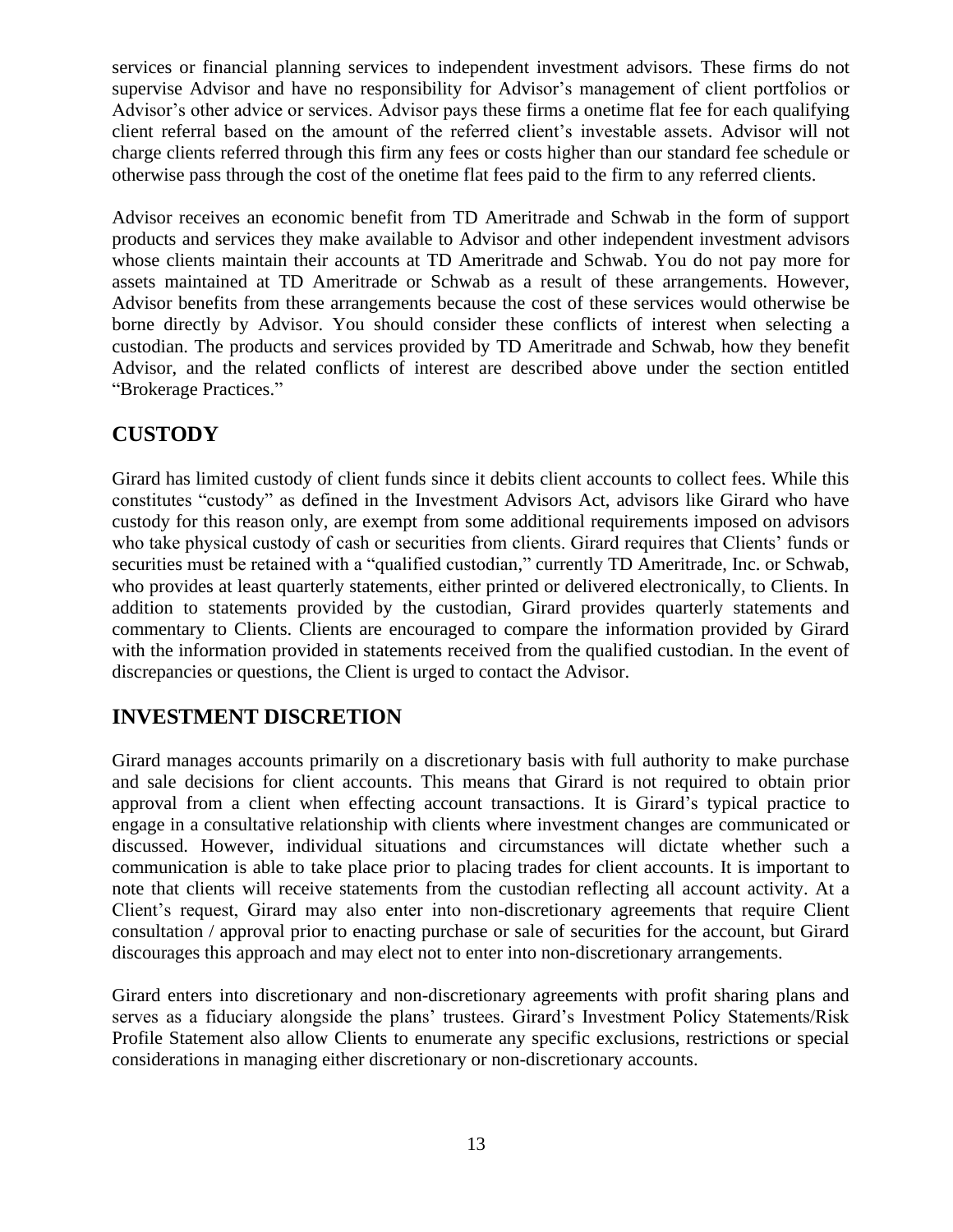services or financial planning services to independent investment advisors. These firms do not supervise Advisor and have no responsibility for Advisor's management of client portfolios or Advisor's other advice or services. Advisor pays these firms a onetime flat fee for each qualifying client referral based on the amount of the referred client's investable assets. Advisor will not charge clients referred through this firm any fees or costs higher than our standard fee schedule or otherwise pass through the cost of the onetime flat fees paid to the firm to any referred clients.

Advisor receives an economic benefit from TD Ameritrade and Schwab in the form of support products and services they make available to Advisor and other independent investment advisors whose clients maintain their accounts at TD Ameritrade and Schwab. You do not pay more for assets maintained at TD Ameritrade or Schwab as a result of these arrangements. However, Advisor benefits from these arrangements because the cost of these services would otherwise be borne directly by Advisor. You should consider these conflicts of interest when selecting a custodian. The products and services provided by TD Ameritrade and Schwab, how they benefit Advisor, and the related conflicts of interest are described above under the section entitled "Brokerage Practices."

## CUSTODY

Girard has limited custody of client funds since it debits client accounts to collect fees. While this constitutes "custody" as defined in the Investment Advisors Act, advisors like Girard who have custody for this reason only, are exempt from some additional requirements imposed on advisors who take physical custody of cash or securities from clients. Girard requires that Clients' funds or securities must be retained with a "qualified custodian," currently TD Ameritrade, Inc. or Schwab, who provides at least quarterly statements, either printed or delivered electronically, to Clients. In addition to statements provided by the custodian, Girard provides quarterly statements and commentary to Clients. Clients are encouraged to compare the information provided by Girard with the information provided in statements received from the qualified custodian. In the event of discrepancies or questions, the Client is urged to contact the Advisor.

## INVESTMENT DISCRETION

Girard manages accounts primarily on a discretionary basis with full authority to make purchase and sale decisions for client accounts. This means that Girard is not required to obtain prior approval from a client when effecting account transactions. It is Girard's typical practice to engage in a consultative relationship with clients where investment changes are communicated or discussed. However, individual situations and circumstances will dictate whether such a communication is able to take place prior to placing trades for client accounts. It is important to note that clients will receive statements from the custodian reflecting all account activity. At a Client's request, Girard may also enter into non-discretionary agreements that require Client consultation / approval prior to enacting purchase or sale of securities for the account, but Girard discourages this approach and may elect not to enter into non-discretionary arrangements.

Girard enters into discretionary and non-discretionary agreements with profit sharing plans and serves as a fiduciary alongside the plans' trustees. Girard's Investment Policy Statements/Risk Profile Statement also allow Clients to enumerate any specific exclusions, restrictions or special considerations in managing either discretionary or non-discretionary accounts.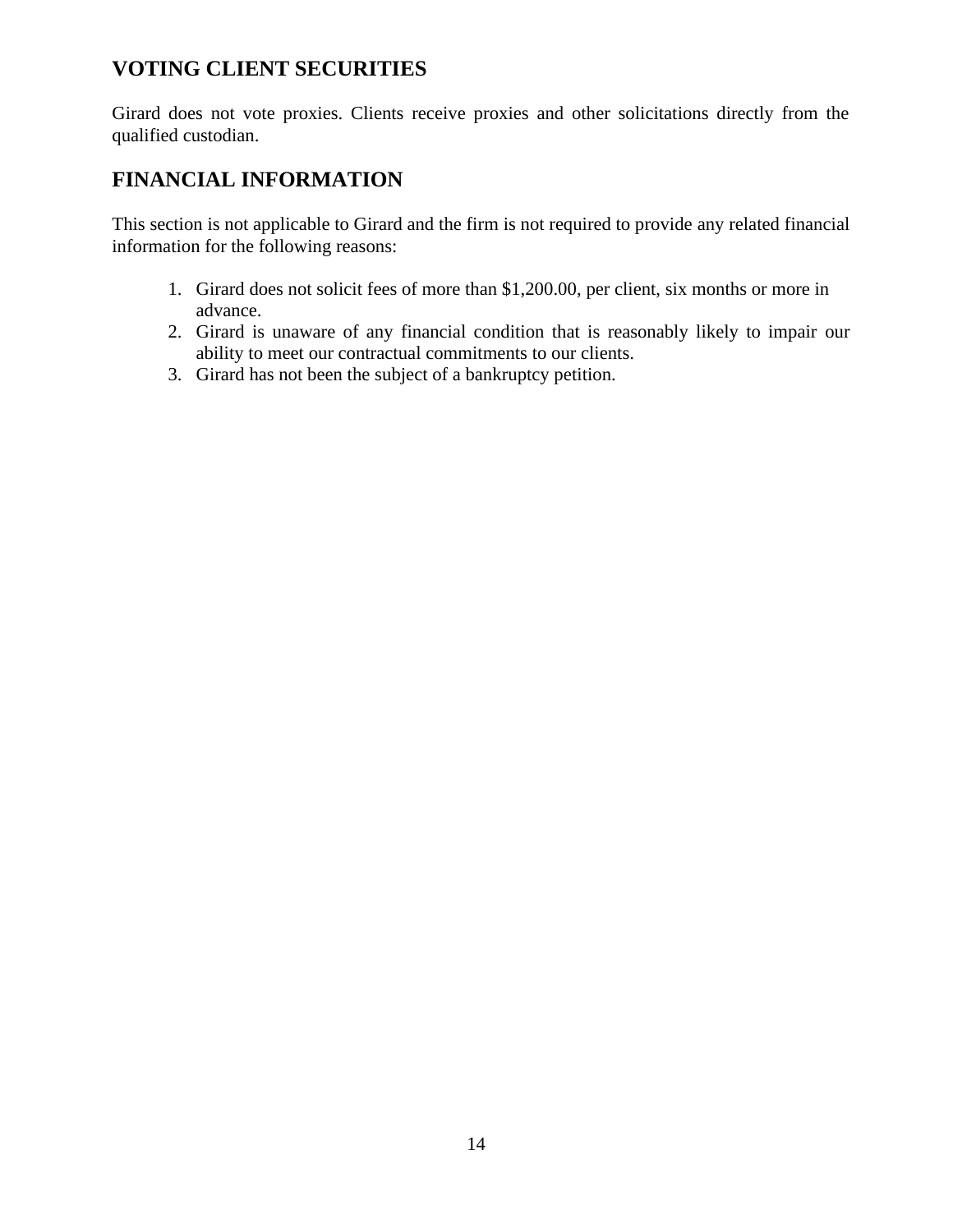## VOTING CLIENT SECURITIES

Girard does not vote proxies. Clients receive proxies and other solicitations directly from the qualified custodian.

## FINANCIAL INFORMATION

This section is not applicable to Girard and the firm is not required to provide any related financial information for the following reasons:

1. Girard does not solicit fees of more than $1,200.00, per client, six months or more in advance.
2. Girard is unaware of any financial condition that is reasonably likely to impair our ability to meet our contractual commitments to our clients.
3. Girard has not been the subject of a bankruptcy petition.